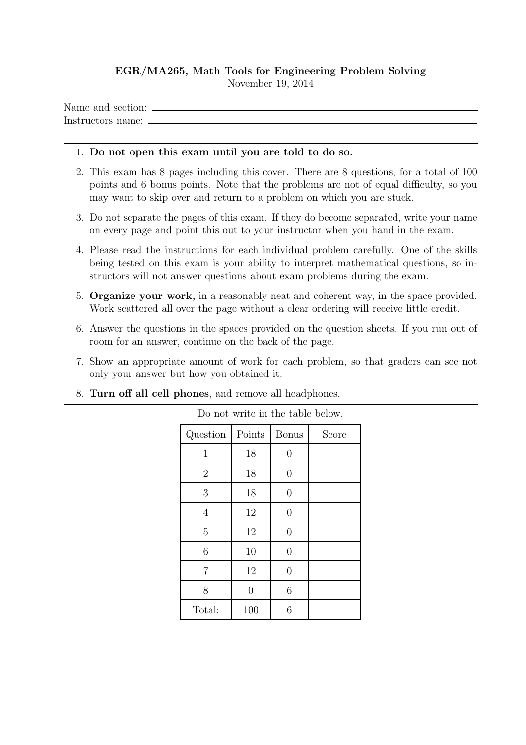**EGR/MA265, Math Tools for Engineering Problem Solving**

November 19, 2014

Name and section: \_\_\_\_\_\_\_\_\_\_\_\_\_\_\_\_\_\_\_\_\_\_\_\_\_\_\_\_\_\_\_\_\_\_\_\_

Instructors name: \_\_\_\_\_\_\_\_\_\_\_\_\_\_\_\_\_\_\_\_\_\_\_\_\_\_\_\_\_\_\_\_\_\_\_\_

---

1. **Do not open this exam until you are told to do so.**
2. This exam has 8 pages including this cover. There are 8 questions, for a total of 100 points and 6 bonus points. Note that the problems are not of equal difficulty, so you may want to skip over and return to a problem on which you are stuck.
3. Do not separate the pages of this exam. If they do become separated, write your name on every page and point this out to your instructor when you hand in the exam.
4. Please read the instructions for each individual problem carefully. One of the skills being tested on this exam is your ability to interpret mathematical questions, so instructors will not answer questions about exam problems during the exam.
5. **Organize your work,** in a reasonably neat and coherent way, in the space provided. Work scattered all over the page without a clear ordering will receive little credit.
6. Answer the questions in the spaces provided on the question sheets. If you run out of room for an answer, continue on the back of the page.
7. Show an appropriate amount of work for each problem, so that graders can see not only your answer but how you obtained it.
8. **Turn off all cell phones**, and remove all headphones.

---

Do not write in the table below.

| Question | Points | Bonus | Score |
|---|---|---|---|
| 1 | 18 | 0 | |
| 2 | 18 | 0 | |
| 3 | 18 | 0 | |
| 4 | 12 | 0 | |
| 5 | 12 | 0 | |
| 6 | 10 | 0 | |
| 7 | 12 | 0 | |
| 8 | 0 | 6 | |
| Total: | 100 | 6 | |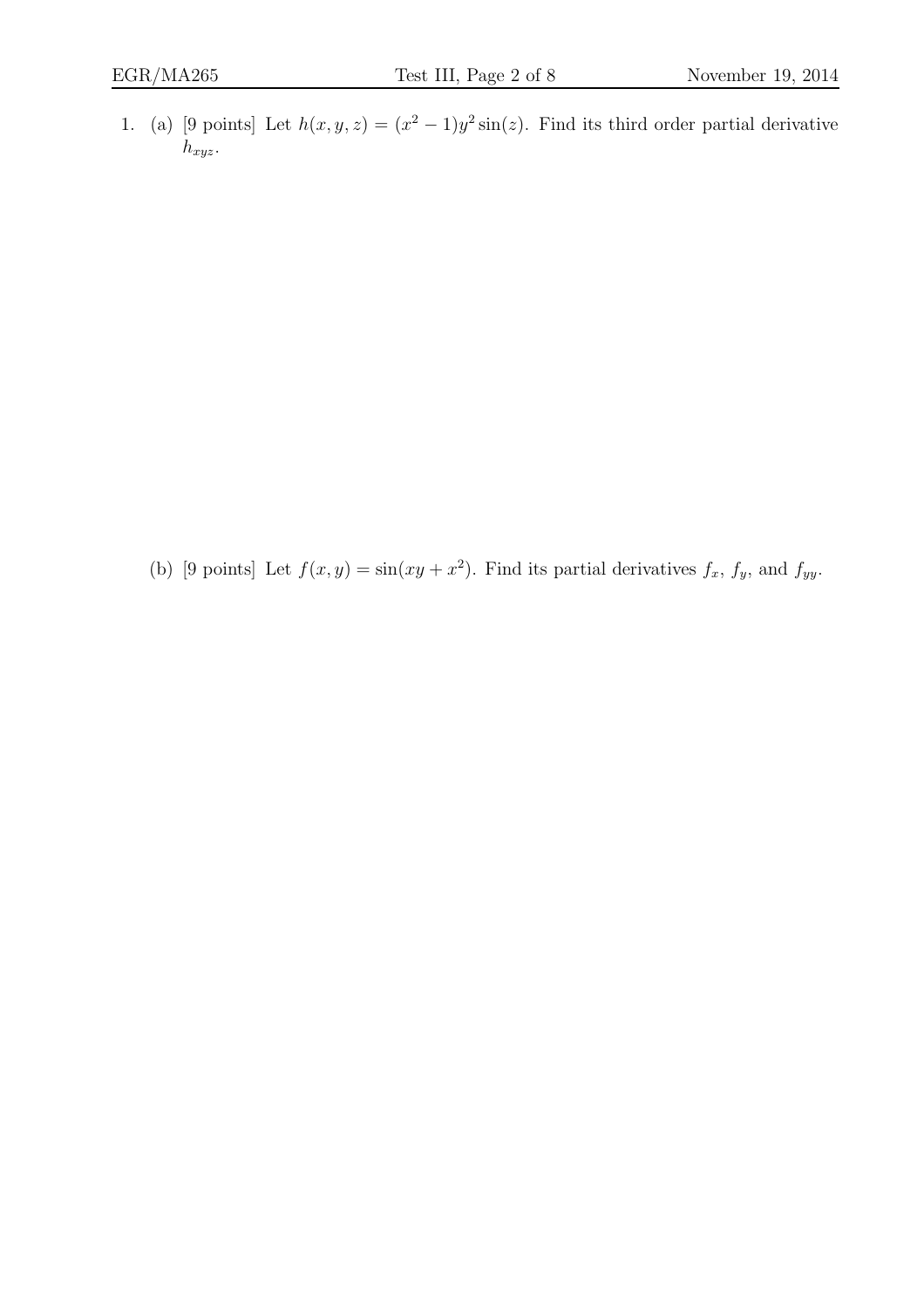1. (a) [9 points] Let $h(x, y, z) = (x^2 - 1)y^2 \sin(z)$. Find its third order partial derivative $h_{xyz}$.

   (b) [9 points] Let $f(x, y) = \sin(xy + x^2)$. Find its partial derivatives $f_x$, $f_y$, and $f_{yy}$.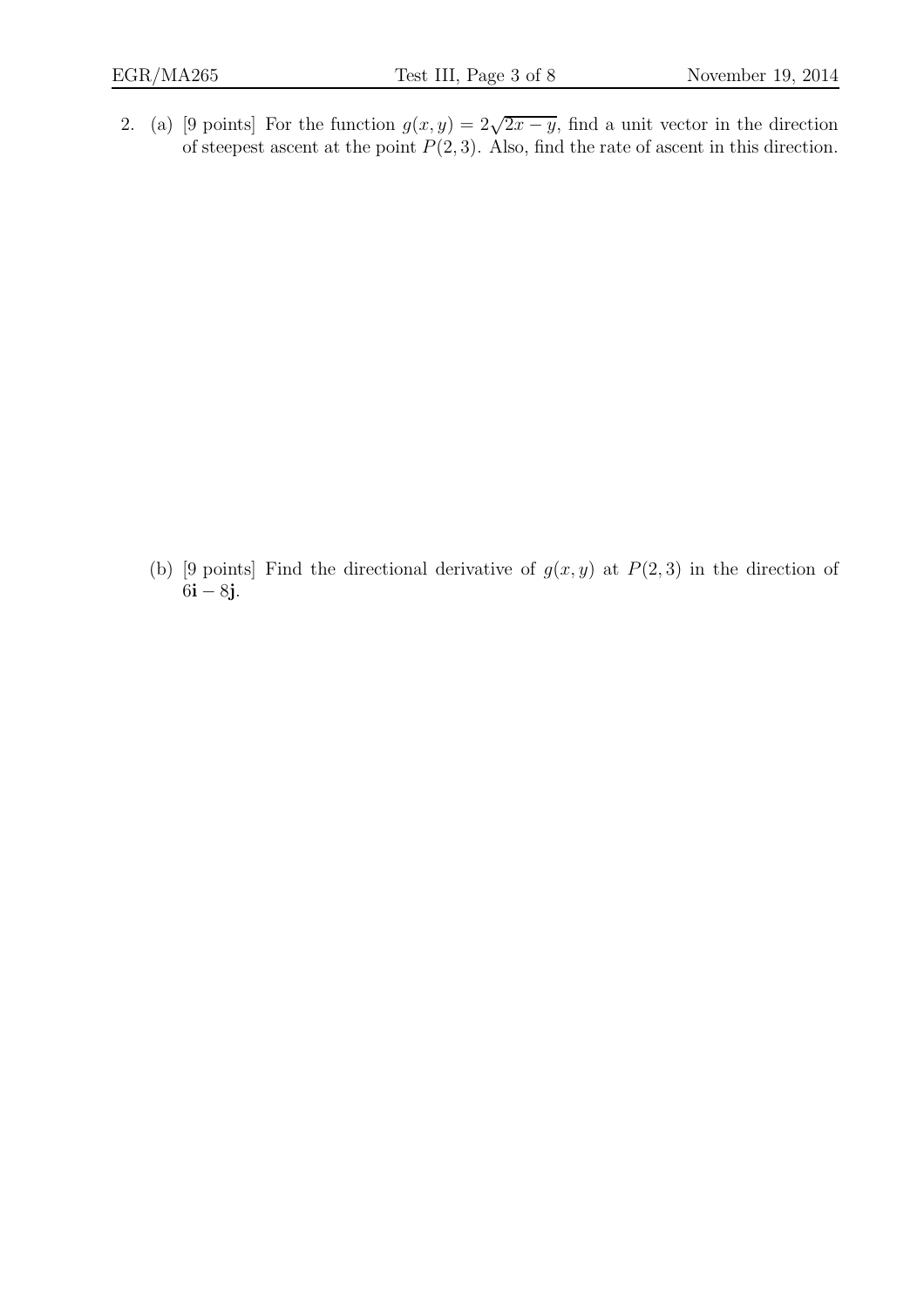2. (a) [9 points] For the function $g(x, y) = 2\sqrt{2x - y}$, find a unit vector in the direction of steepest ascent at the point $P(2, 3)$. Also, find the rate of ascent in this direction.

(b) [9 points] Find the directional derivative of $g(x, y)$ at $P(2, 3)$ in the direction of $6\mathbf{i} - 8\mathbf{j}$.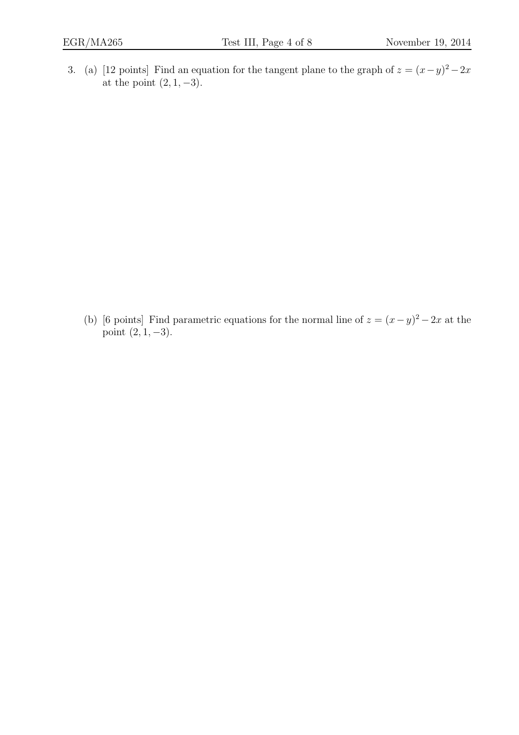3. (a) [12 points] Find an equation for the tangent plane to the graph of $z = (x-y)^2 - 2x$ at the point $(2, 1, -3)$.

(b) [6 points] Find parametric equations for the normal line of $z = (x-y)^2 - 2x$ at the point $(2, 1, -3)$.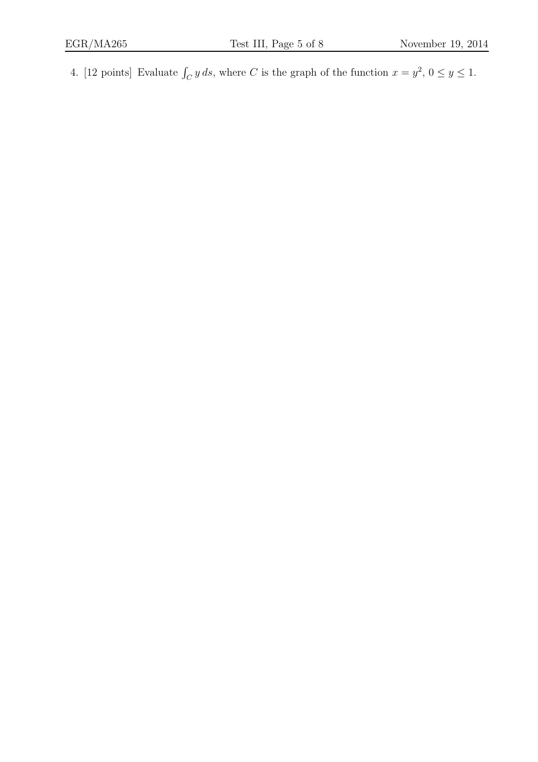4. [12 points] Evaluate $\int_C y\, ds$, where $C$ is the graph of the function $x = y^2$, $0 \leq y \leq 1$.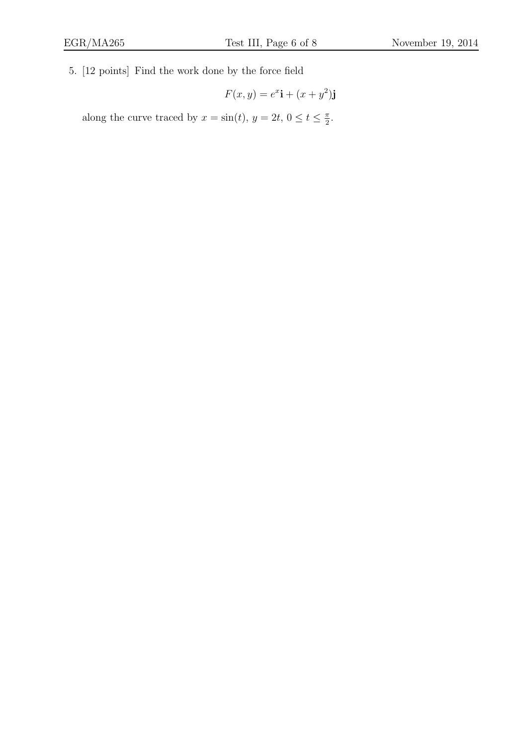5. [12 points] Find the work done by the force field

$$F(x, y) = e^x\mathbf{i} + (x + y^2)\mathbf{j}$$

along the curve traced by $x = \sin(t)$, $y = 2t$, $0 \leq t \leq \frac{\pi}{2}$.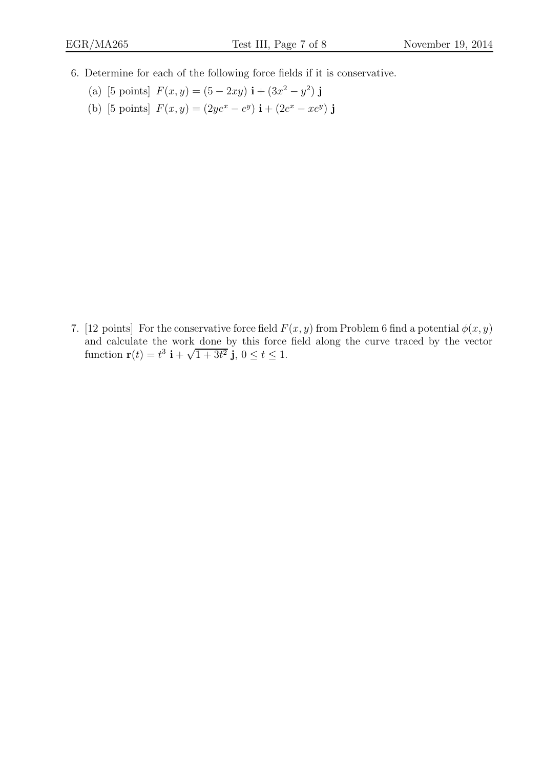6. Determine for each of the following force fields if it is conservative.

   (a) [5 points] $F(x, y) = (5 - 2xy)\ \mathbf{i} + (3x^2 - y^2)\ \mathbf{j}$

   (b) [5 points] $F(x, y) = (2ye^x - e^y)\ \mathbf{i} + (2e^x - xe^y)\ \mathbf{j}$

7. [12 points] For the conservative force field $F(x, y)$ from Problem 6 find a potential $\phi(x, y)$ and calculate the work done by this force field along the curve traced by the vector function $\mathbf{r}(t) = t^3\ \mathbf{i} + \sqrt{1 + 3t^2}\ \mathbf{j}$, $0 \le t \le 1$.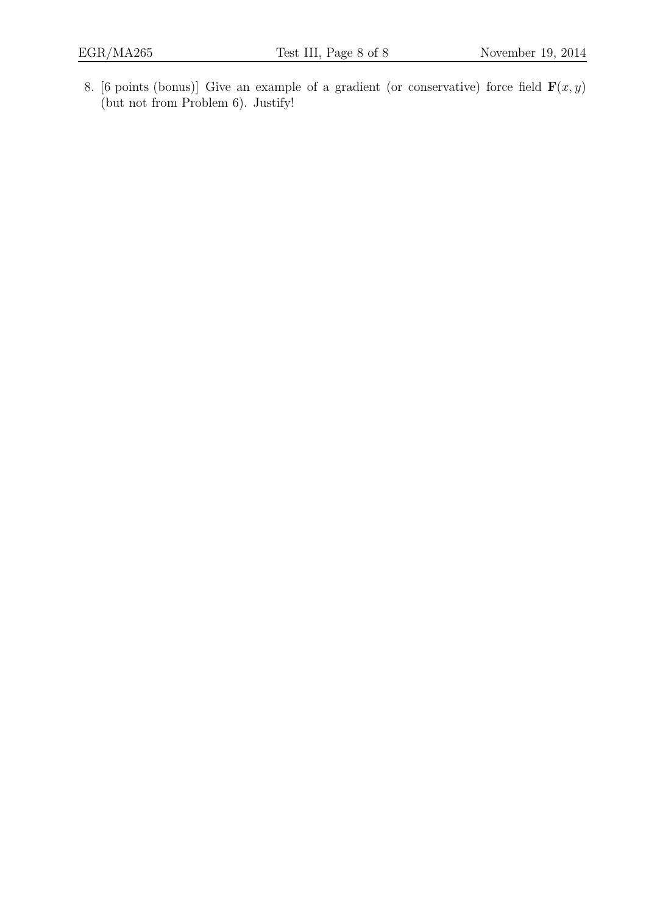8. [6 points (bonus)] Give an example of a gradient (or conservative) force field $\mathbf{F}(x, y)$ (but not from Problem 6). Justify!